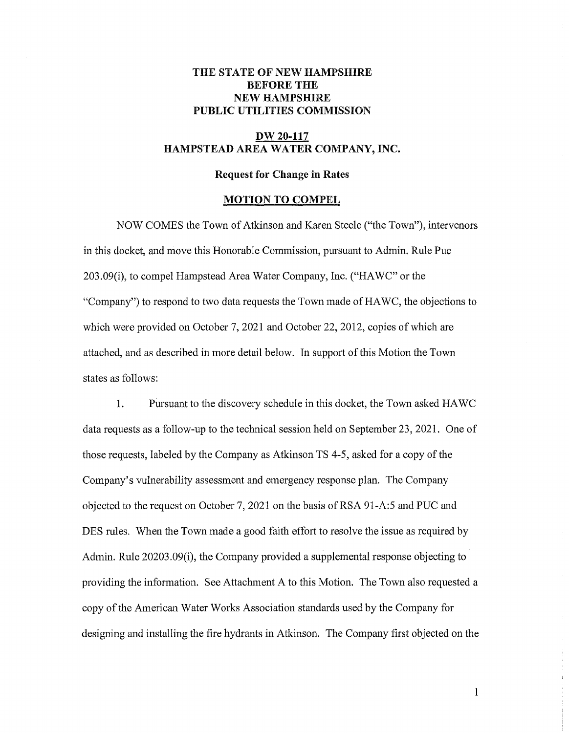**THE STATE OF NEW HAMPSHIRE**
**BEFORE THE**
**NEW HAMPSHIRE**
**PUBLIC UTILITIES COMMISSION**

**DW 20-117**
**HAMPSTEAD AREA WATER COMPANY, INC.**

**Request for Change in Rates**

**MOTION TO COMPEL**

NOW COMES the Town of Atkinson and Karen Steele ("the Town"), intervenors in this docket, and move this Honorable Commission, pursuant to Admin. Rule Puc 203.09(i), to compel Hampstead Area Water Company, Inc. ("HAWC" or the "Company") to respond to two data requests the Town made of HAWC, the objections to which were provided on October 7, 2021 and October 22, 2012, copies of which are attached, and as described in more detail below. In support of this Motion the Town states as follows:

1. Pursuant to the discovery schedule in this docket, the Town asked HAWC data requests as a follow-up to the technical session held on September 23, 2021. One of those requests, labeled by the Company as Atkinson TS 4-5, asked for a copy of the Company's vulnerability assessment and emergency response plan. The Company objected to the request on October 7, 2021 on the basis of RSA 91-A:5 and PUC and DES rules. When the Town made a good faith effort to resolve the issue as required by Admin. Rule 20203.09(i), the Company provided a supplemental response objecting to providing the information. See Attachment A to this Motion. The Town also requested a copy of the American Water Works Association standards used by the Company for designing and installing the fire hydrants in Atkinson. The Company first objected on the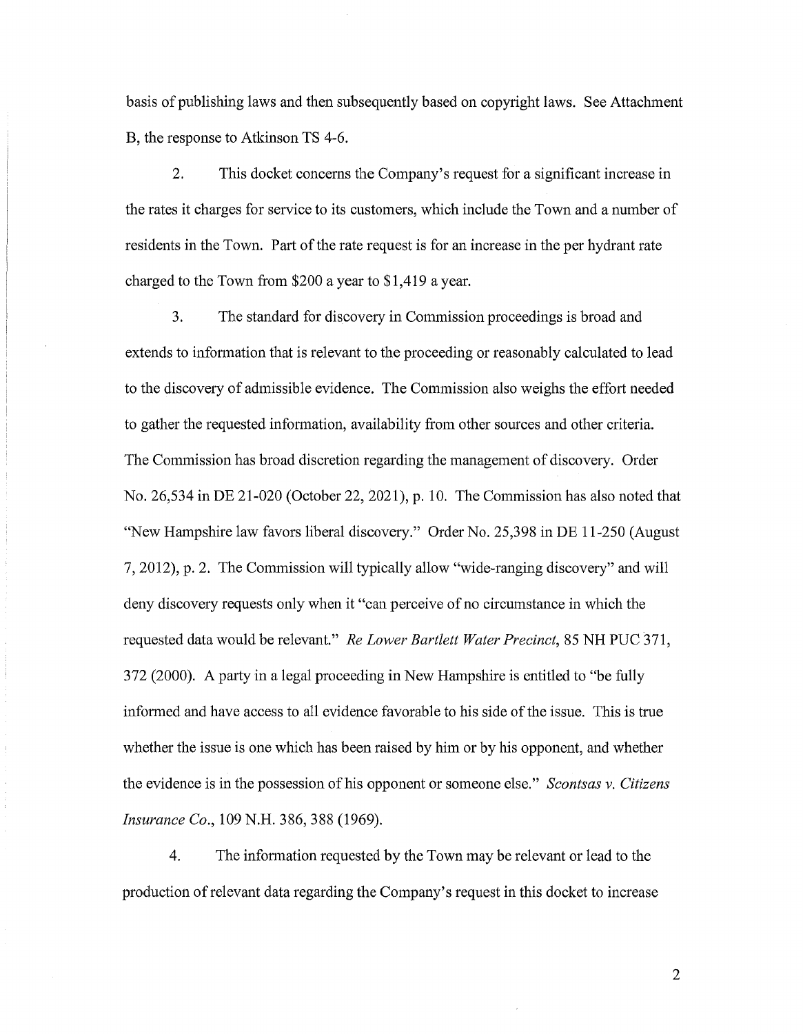basis of publishing laws and then subsequently based on copyright laws. See Attachment B, the response to Atkinson TS 4-6.

2. This docket concerns the Company's request for a significant increase in the rates it charges for service to its customers, which include the Town and a number of residents in the Town. Part of the rate request is for an increase in the per hydrant rate charged to the Town from $200 a year to $1,419 a year.

3. The standard for discovery in Commission proceedings is broad and extends to information that is relevant to the proceeding or reasonably calculated to lead to the discovery of admissible evidence. The Commission also weighs the effort needed to gather the requested information, availability from other sources and other criteria. The Commission has broad discretion regarding the management of discovery. Order No. 26,534 in DE 21-020 (October 22, 2021), p. 10. The Commission has also noted that "New Hampshire law favors liberal discovery." Order No. 25,398 in DE 11-250 (August 7, 2012), p. 2. The Commission will typically allow "wide-ranging discovery" and will deny discovery requests only when it "can perceive of no circumstance in which the requested data would be relevant." *Re Lower Bartlett Water Precinct*, 85 NH PUC 371, 372 (2000). A party in a legal proceeding in New Hampshire is entitled to "be fully informed and have access to all evidence favorable to his side of the issue. This is true whether the issue is one which has been raised by him or by his opponent, and whether the evidence is in the possession of his opponent or someone else." *Scontsas v. Citizens Insurance Co.*, 109 N.H. 386, 388 (1969).

4. The information requested by the Town may be relevant or lead to the production of relevant data regarding the Company's request in this docket to increase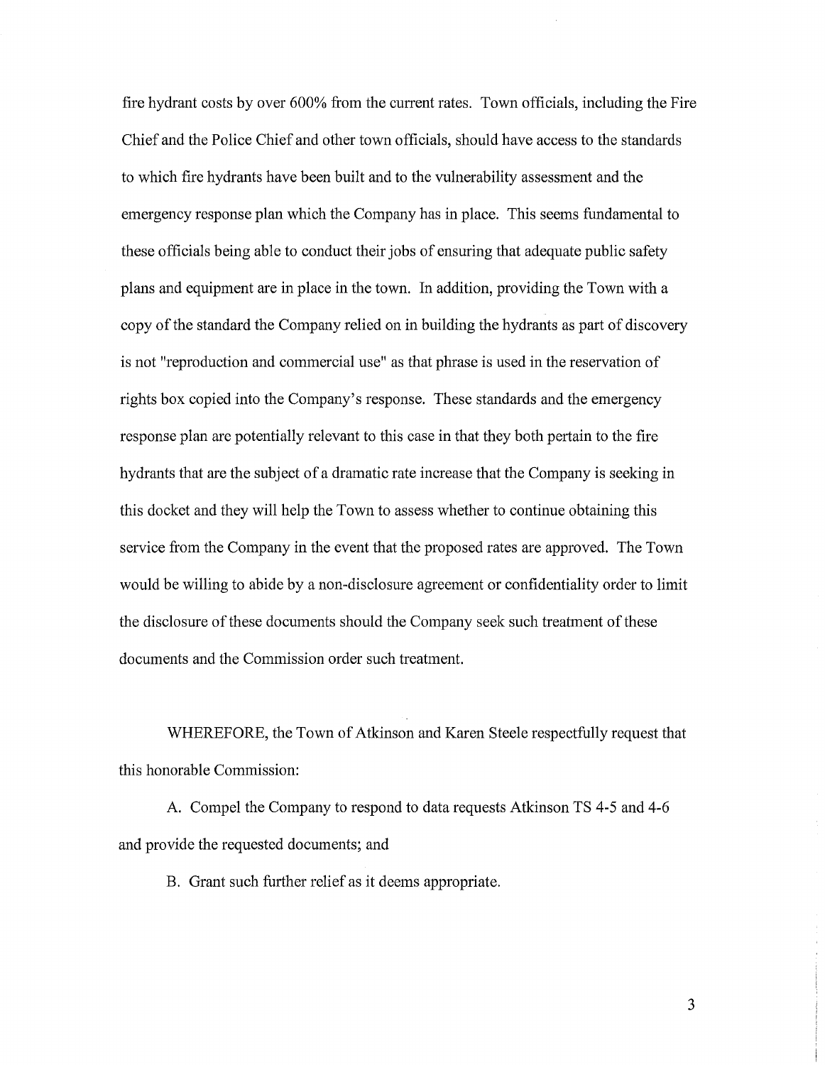fire hydrant costs by over 600% from the current rates. Town officials, including the Fire Chief and the Police Chief and other town officials, should have access to the standards to which fire hydrants have been built and to the vulnerability assessment and the emergency response plan which the Company has in place. This seems fundamental to these officials being able to conduct their jobs of ensuring that adequate public safety plans and equipment are in place in the town. In addition, providing the Town with a copy of the standard the Company relied on in building the hydrants as part of discovery is not "reproduction and commercial use" as that phrase is used in the reservation of rights box copied into the Company's response. These standards and the emergency response plan are potentially relevant to this case in that they both pertain to the fire hydrants that are the subject of a dramatic rate increase that the Company is seeking in this docket and they will help the Town to assess whether to continue obtaining this service from the Company in the event that the proposed rates are approved. The Town would be willing to abide by a non-disclosure agreement or confidentiality order to limit the disclosure of these documents should the Company seek such treatment of these documents and the Commission order such treatment.

WHEREFORE, the Town of Atkinson and Karen Steele respectfully request that this honorable Commission:

A. Compel the Company to respond to data requests Atkinson TS 4-5 and 4-6 and provide the requested documents; and

B. Grant such further relief as it deems appropriate.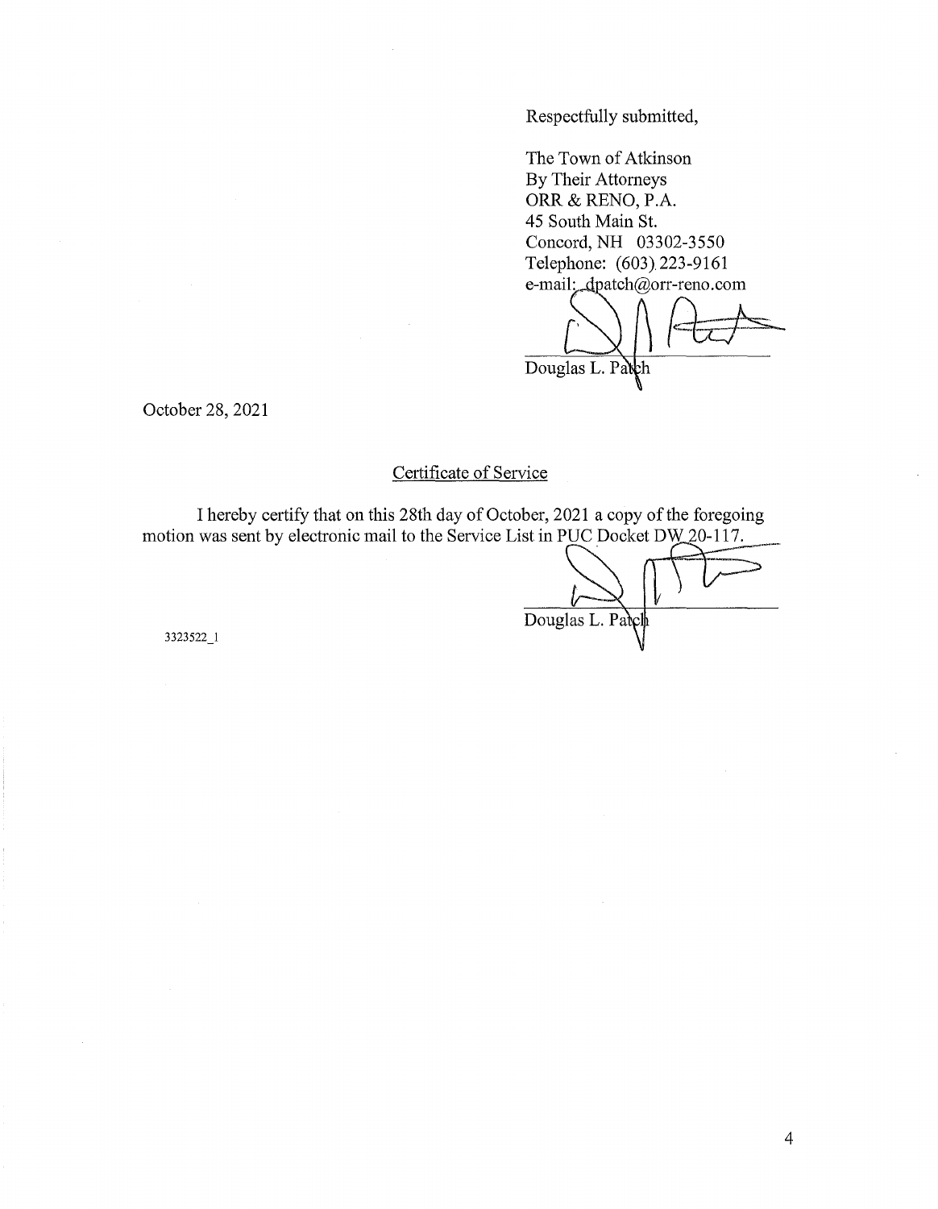Respectfully submitted,

The Town of Atkinson
By Their Attorneys
ORR & RENO, P.A.
45 South Main St.
Concord, NH 03302-3550
Telephone: (603) 223-9161
e-mail: dpatch@orr-reno.com

Douglas L. Patch

October 28, 2021

Certificate of Service

I hereby certify that on this 28th day of October, 2021 a copy of the foregoing motion was sent by electronic mail to the Service List in PUC Docket DW 20-117.

Douglas L. Patch

3323522_1